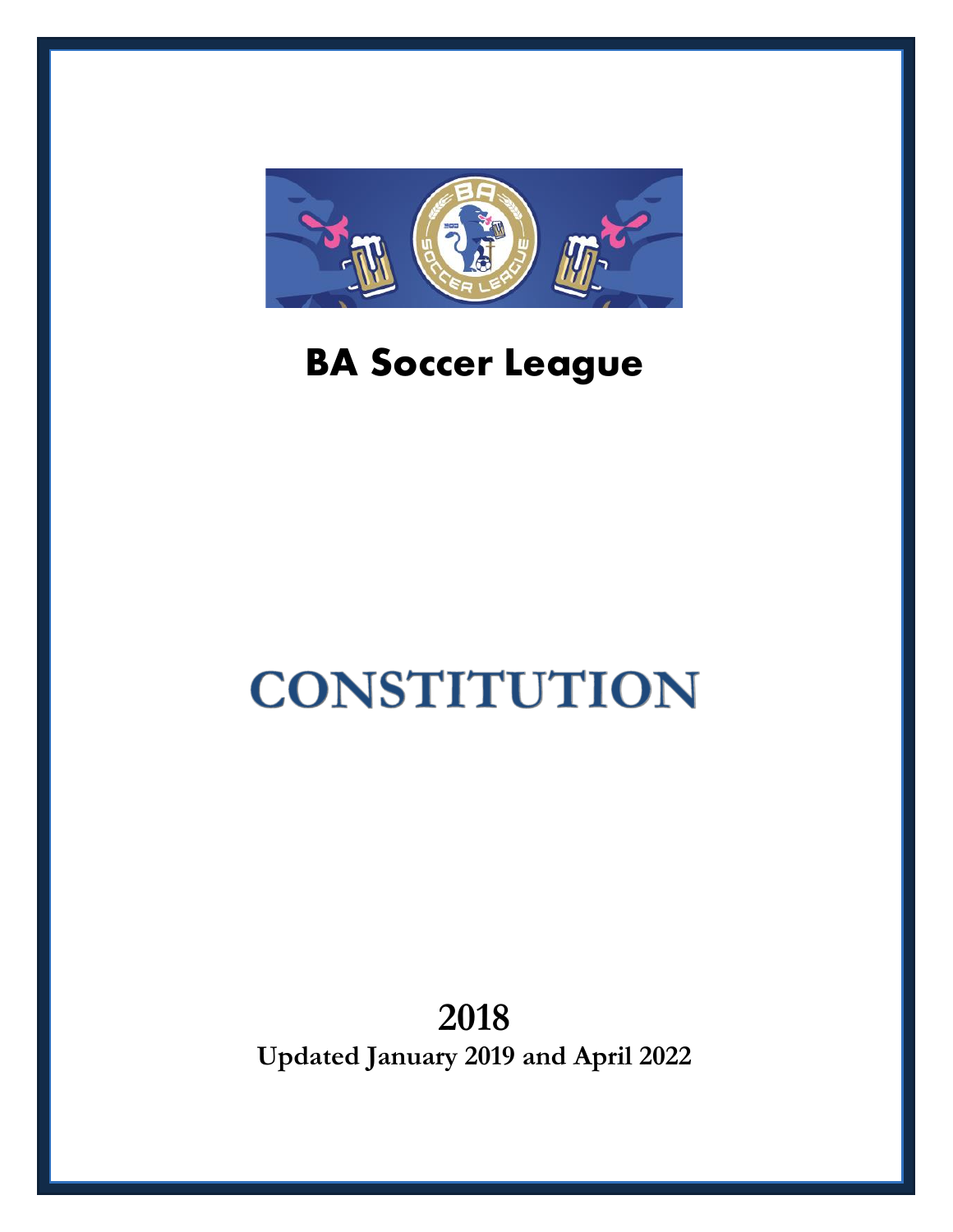# BA Soccer League

# CONSTITUTION

**2018**

**Updated January 2019 and April 2022**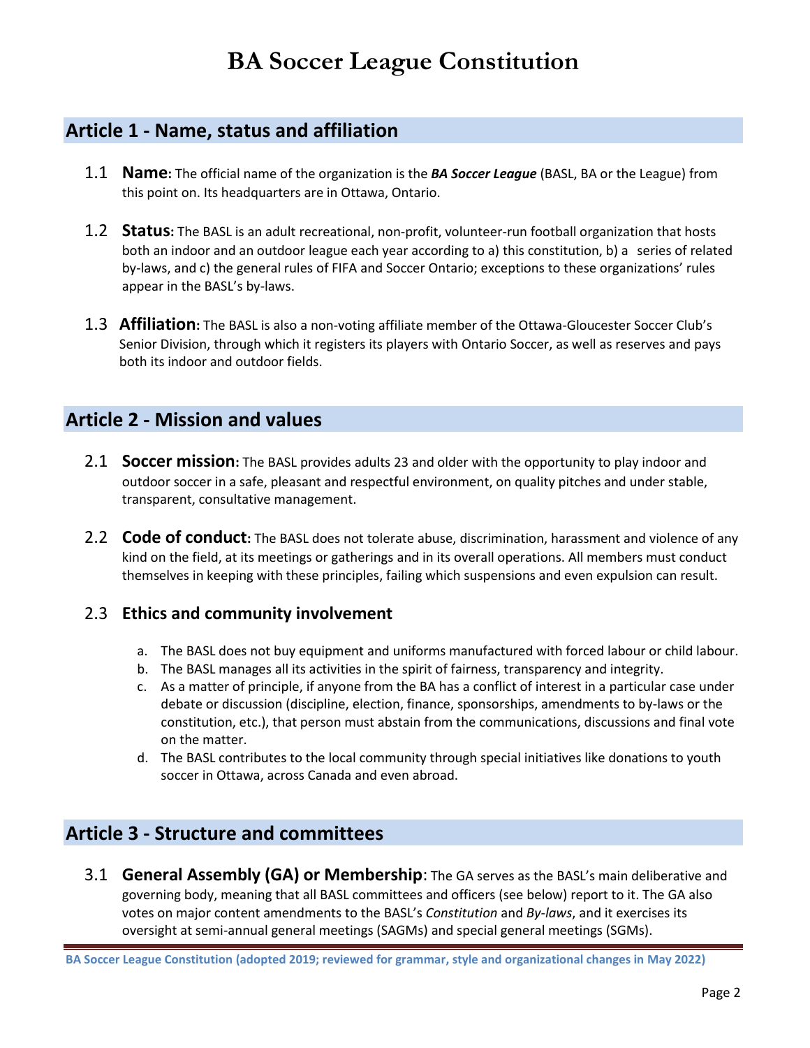# BA Soccer League Constitution

## Article 1 - Name, status and affiliation

1.1 **Name:** The official name of the organization is the ***BA Soccer League*** (BASL, BA or the League) from this point on. Its headquarters are in Ottawa, Ontario.

1.2 **Status:** The BASL is an adult recreational, non-profit, volunteer-run football organization that hosts both an indoor and an outdoor league each year according to a) this constitution, b) a series of related by-laws, and c) the general rules of FIFA and Soccer Ontario; exceptions to these organizations' rules appear in the BASL's by-laws.

1.3 **Affiliation:** The BASL is also a non-voting affiliate member of the Ottawa-Gloucester Soccer Club's Senior Division, through which it registers its players with Ontario Soccer, as well as reserves and pays both its indoor and outdoor fields.

## Article 2 - Mission and values

2.1 **Soccer mission:** The BASL provides adults 23 and older with the opportunity to play indoor and outdoor soccer in a safe, pleasant and respectful environment, on quality pitches and under stable, transparent, consultative management.

2.2 **Code of conduct:** The BASL does not tolerate abuse, discrimination, harassment and violence of any kind on the field, at its meetings or gatherings and in its overall operations. All members must conduct themselves in keeping with these principles, failing which suspensions and even expulsion can result.

2.3 **Ethics and community involvement**

a. The BASL does not buy equipment and uniforms manufactured with forced labour or child labour.
b. The BASL manages all its activities in the spirit of fairness, transparency and integrity.
c. As a matter of principle, if anyone from the BA has a conflict of interest in a particular case under debate or discussion (discipline, election, finance, sponsorships, amendments to by-laws or the constitution, etc.), that person must abstain from the communications, discussions and final vote on the matter.
d. The BASL contributes to the local community through special initiatives like donations to youth soccer in Ottawa, across Canada and even abroad.

## Article 3 - Structure and committees

3.1 **General Assembly (GA) or Membership**: The GA serves as the BASL's main deliberative and governing body, meaning that all BASL committees and officers (see below) report to it. The GA also votes on major content amendments to the BASL's *Constitution* and *By-laws*, and it exercises its oversight at semi-annual general meetings (SAGMs) and special general meetings (SGMs).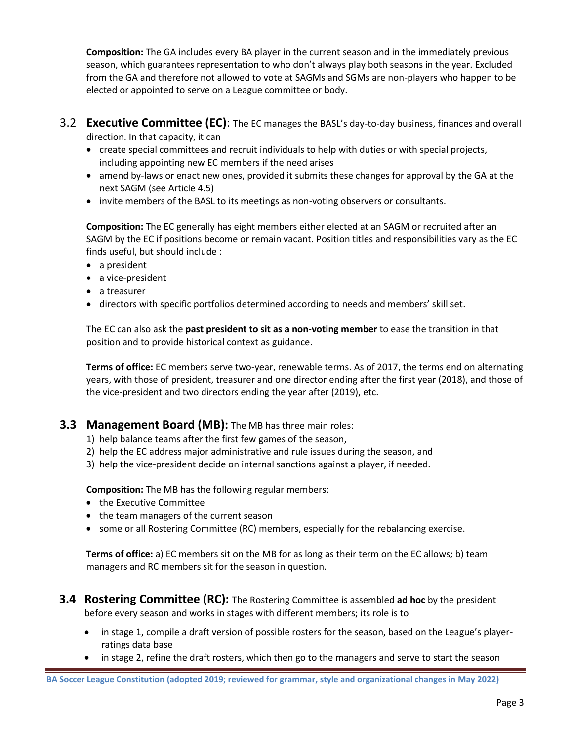**Composition:** The GA includes every BA player in the current season and in the immediately previous season, which guarantees representation to who don't always play both seasons in the year. Excluded from the GA and therefore not allowed to vote at SAGMs and SGMs are non-players who happen to be elected or appointed to serve on a League committee or body.

## 3.2 Executive Committee (EC): The EC manages the BASL's day-to-day business, finances and overall direction. In that capacity, it can

- create special committees and recruit individuals to help with duties or with special projects, including appointing new EC members if the need arises
- amend by-laws or enact new ones, provided it submits these changes for approval by the GA at the next SAGM (see Article 4.5)
- invite members of the BASL to its meetings as non-voting observers or consultants.

**Composition:** The EC generally has eight members either elected at an SAGM or recruited after an SAGM by the EC if positions become or remain vacant. Position titles and responsibilities vary as the EC finds useful, but should include :

- a president
- a vice-president
- a treasurer
- directors with specific portfolios determined according to needs and members' skill set.

The EC can also ask the **past president to sit as a non-voting member** to ease the transition in that position and to provide historical context as guidance.

**Terms of office:** EC members serve two-year, renewable terms. As of 2017, the terms end on alternating years, with those of president, treasurer and one director ending after the first year (2018), and those of the vice-president and two directors ending the year after (2019), etc.

## 3.3 Management Board (MB): The MB has three main roles:

1) help balance teams after the first few games of the season,
2) help the EC address major administrative and rule issues during the season, and
3) help the vice-president decide on internal sanctions against a player, if needed.

**Composition:** The MB has the following regular members:

- the Executive Committee
- the team managers of the current season
- some or all Rostering Committee (RC) members, especially for the rebalancing exercise.

**Terms of office:** a) EC members sit on the MB for as long as their term on the EC allows; b) team managers and RC members sit for the season in question.

## 3.4 Rostering Committee (RC): The Rostering Committee is assembled **ad hoc** by the president before every season and works in stages with different members; its role is to

- in stage 1, compile a draft version of possible rosters for the season, based on the League's player-ratings data base
- in stage 2, refine the draft rosters, which then go to the managers and serve to start the season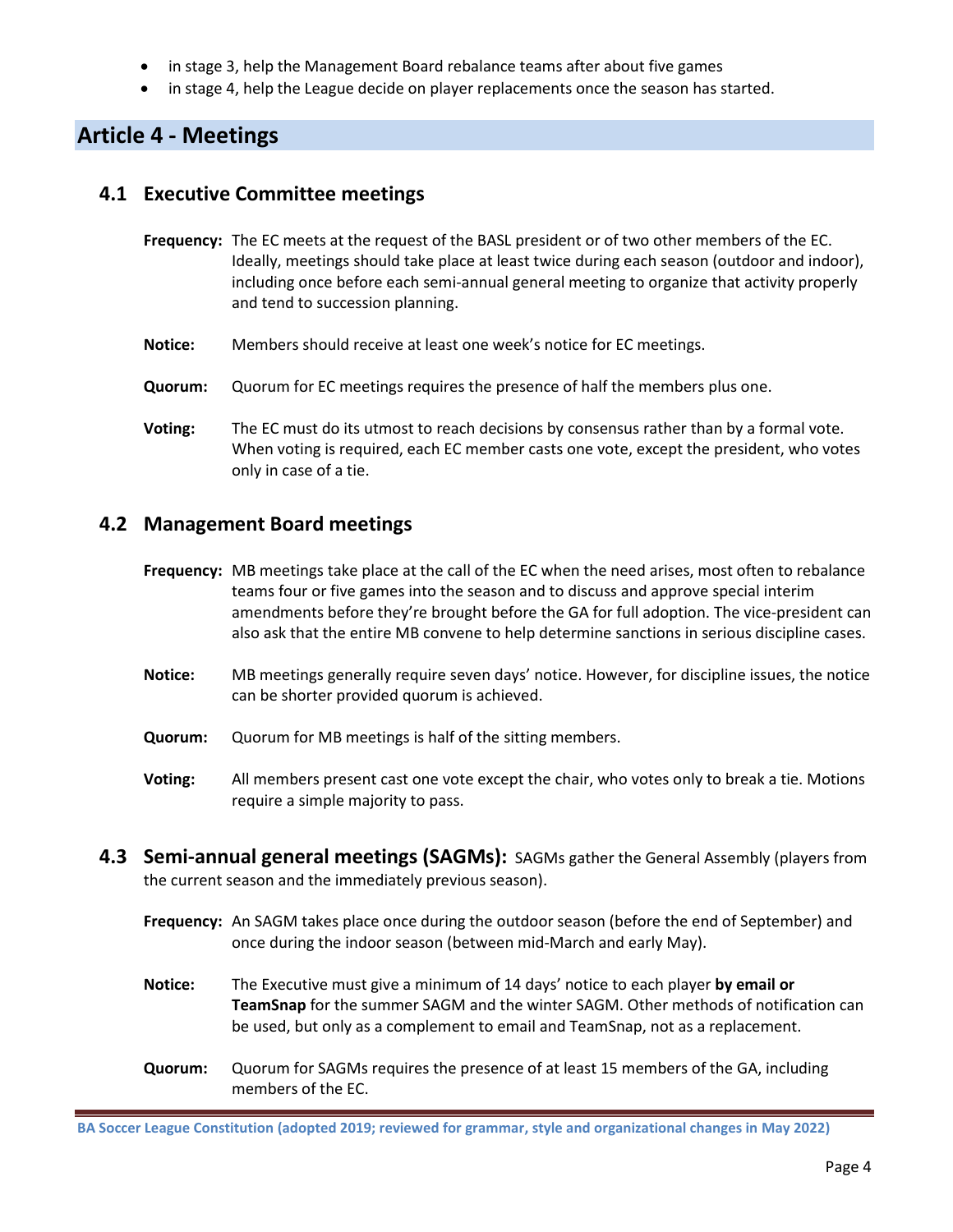- in stage 3, help the Management Board rebalance teams after about five games
- in stage 4, help the League decide on player replacements once the season has started.

## Article 4 - Meetings

### 4.1 Executive Committee meetings

**Frequency:** The EC meets at the request of the BASL president or of two other members of the EC. Ideally, meetings should take place at least twice during each season (outdoor and indoor), including once before each semi-annual general meeting to organize that activity properly and tend to succession planning.

**Notice:** Members should receive at least one week's notice for EC meetings.

**Quorum:** Quorum for EC meetings requires the presence of half the members plus one.

**Voting:** The EC must do its utmost to reach decisions by consensus rather than by a formal vote. When voting is required, each EC member casts one vote, except the president, who votes only in case of a tie.

### 4.2 Management Board meetings

**Frequency:** MB meetings take place at the call of the EC when the need arises, most often to rebalance teams four or five games into the season and to discuss and approve special interim amendments before they're brought before the GA for full adoption. The vice-president can also ask that the entire MB convene to help determine sanctions in serious discipline cases.

**Notice:** MB meetings generally require seven days' notice. However, for discipline issues, the notice can be shorter provided quorum is achieved.

**Quorum:** Quorum for MB meetings is half of the sitting members.

**Voting:** All members present cast one vote except the chair, who votes only to break a tie. Motions require a simple majority to pass.

### 4.3 Semi-annual general meetings (SAGMs):

SAGMs gather the General Assembly (players from the current season and the immediately previous season).

**Frequency:** An SAGM takes place once during the outdoor season (before the end of September) and once during the indoor season (between mid-March and early May).

**Notice:** The Executive must give a minimum of 14 days' notice to each player **by email or TeamSnap** for the summer SAGM and the winter SAGM. Other methods of notification can be used, but only as a complement to email and TeamSnap, not as a replacement.

**Quorum:** Quorum for SAGMs requires the presence of at least 15 members of the GA, including members of the EC.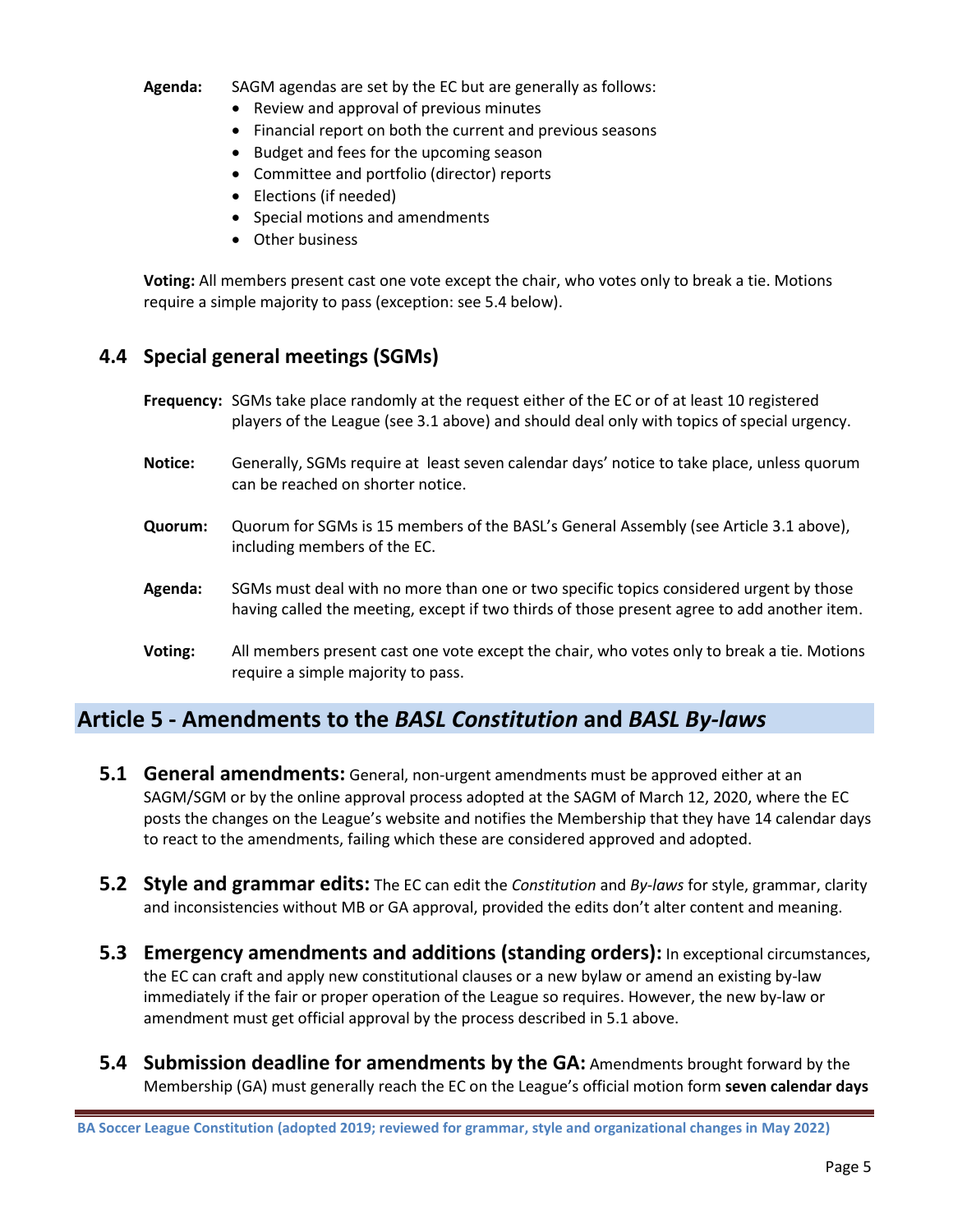**Agenda:** SAGM agendas are set by the EC but are generally as follows:

- Review and approval of previous minutes
- Financial report on both the current and previous seasons
- Budget and fees for the upcoming season
- Committee and portfolio (director) reports
- Elections (if needed)
- Special motions and amendments
- Other business

**Voting:** All members present cast one vote except the chair, who votes only to break a tie. Motions require a simple majority to pass (exception: see 5.4 below).

### 4.4 Special general meetings (SGMs)

**Frequency:** SGMs take place randomly at the request either of the EC or of at least 10 registered players of the League (see 3.1 above) and should deal only with topics of special urgency.

**Notice:** Generally, SGMs require at least seven calendar days' notice to take place, unless quorum can be reached on shorter notice.

**Quorum:** Quorum for SGMs is 15 members of the BASL's General Assembly (see Article 3.1 above), including members of the EC.

**Agenda:** SGMs must deal with no more than one or two specific topics considered urgent by those having called the meeting, except if two thirds of those present agree to add another item.

**Voting:** All members present cast one vote except the chair, who votes only to break a tie. Motions require a simple majority to pass.

## Article 5 - Amendments to the *BASL Constitution* and *BASL By-laws*

**5.1 General amendments:** General, non-urgent amendments must be approved either at an SAGM/SGM or by the online approval process adopted at the SAGM of March 12, 2020, where the EC posts the changes on the League's website and notifies the Membership that they have 14 calendar days to react to the amendments, failing which these are considered approved and adopted.

**5.2 Style and grammar edits:** The EC can edit the *Constitution* and *By-laws* for style, grammar, clarity and inconsistencies without MB or GA approval, provided the edits don't alter content and meaning.

**5.3 Emergency amendments and additions (standing orders):** In exceptional circumstances, the EC can craft and apply new constitutional clauses or a new bylaw or amend an existing by-law immediately if the fair or proper operation of the League so requires. However, the new by-law or amendment must get official approval by the process described in 5.1 above.

**5.4 Submission deadline for amendments by the GA:** Amendments brought forward by the Membership (GA) must generally reach the EC on the League's official motion form **seven calendar days**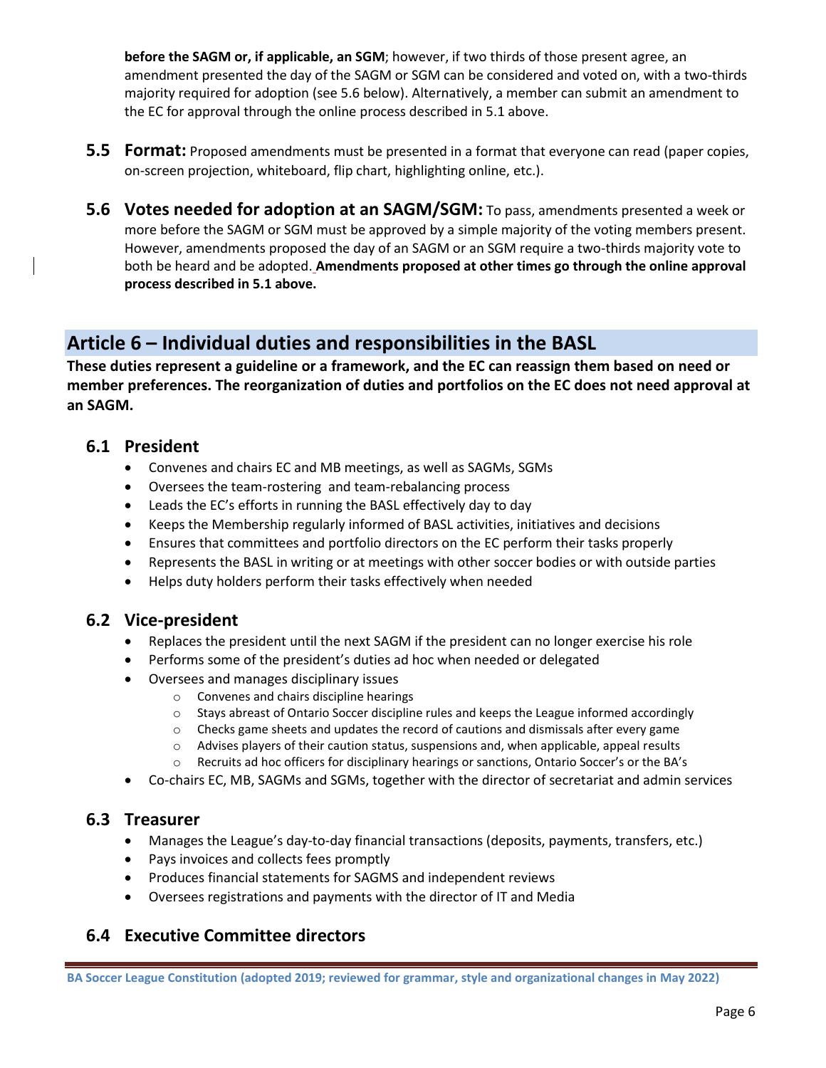**before the SAGM or, if applicable, an SGM**; however, if two thirds of those present agree, an amendment presented the day of the SAGM or SGM can be considered and voted on, with a two-thirds majority required for adoption (see 5.6 below). Alternatively, a member can submit an amendment to the EC for approval through the online process described in 5.1 above.

**5.5 Format:** Proposed amendments must be presented in a format that everyone can read (paper copies, on-screen projection, whiteboard, flip chart, highlighting online, etc.).

**5.6 Votes needed for adoption at an SAGM/SGM:** To pass, amendments presented a week or more before the SAGM or SGM must be approved by a simple majority of the voting members present. However, amendments proposed the day of an SAGM or an SGM require a two-thirds majority vote to both be heard and be adopted. **Amendments proposed at other times go through the online approval process described in 5.1 above.**

## Article 6 – Individual duties and responsibilities in the BASL

**These duties represent a guideline or a framework, and the EC can reassign them based on need or member preferences. The reorganization of duties and portfolios on the EC does not need approval at an SAGM.**

### 6.1 President

- Convenes and chairs EC and MB meetings, as well as SAGMs, SGMs
- Oversees the team-rostering and team-rebalancing process
- Leads the EC's efforts in running the BASL effectively day to day
- Keeps the Membership regularly informed of BASL activities, initiatives and decisions
- Ensures that committees and portfolio directors on the EC perform their tasks properly
- Represents the BASL in writing or at meetings with other soccer bodies or with outside parties
- Helps duty holders perform their tasks effectively when needed

### 6.2 Vice-president

- Replaces the president until the next SAGM if the president can no longer exercise his role
- Performs some of the president's duties ad hoc when needed or delegated
- Oversees and manages disciplinary issues
  - Convenes and chairs discipline hearings
  - Stays abreast of Ontario Soccer discipline rules and keeps the League informed accordingly
  - Checks game sheets and updates the record of cautions and dismissals after every game
  - Advises players of their caution status, suspensions and, when applicable, appeal results
  - Recruits ad hoc officers for disciplinary hearings or sanctions, Ontario Soccer's or the BA's
- Co-chairs EC, MB, SAGMs and SGMs, together with the director of secretariat and admin services

### 6.3 Treasurer

- Manages the League's day-to-day financial transactions (deposits, payments, transfers, etc.)
- Pays invoices and collects fees promptly
- Produces financial statements for SAGMS and independent reviews
- Oversees registrations and payments with the director of IT and Media

### 6.4 Executive Committee directors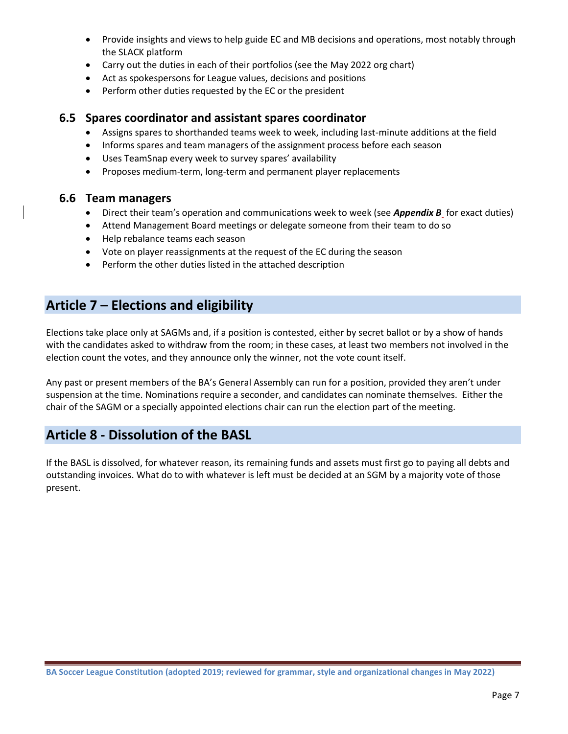- Provide insights and views to help guide EC and MB decisions and operations, most notably through the SLACK platform
- Carry out the duties in each of their portfolios (see the May 2022 org chart)
- Act as spokespersons for League values, decisions and positions
- Perform other duties requested by the EC or the president

### 6.5 Spares coordinator and assistant spares coordinator

- Assigns spares to shorthanded teams week to week, including last-minute additions at the field
- Informs spares and team managers of the assignment process before each season
- Uses TeamSnap every week to survey spares' availability
- Proposes medium-term, long-term and permanent player replacements

### 6.6 Team managers

- Direct their team's operation and communications week to week (see ***Appendix B*** for exact duties)
- Attend Management Board meetings or delegate someone from their team to do so
- Help rebalance teams each season
- Vote on player reassignments at the request of the EC during the season
- Perform the other duties listed in the attached description

## Article 7 – Elections and eligibility

Elections take place only at SAGMs and, if a position is contested, either by secret ballot or by a show of hands with the candidates asked to withdraw from the room; in these cases, at least two members not involved in the election count the votes, and they announce only the winner, not the vote count itself.

Any past or present members of the BA's General Assembly can run for a position, provided they aren't under suspension at the time. Nominations require a seconder, and candidates can nominate themselves. Either the chair of the SAGM or a specially appointed elections chair can run the election part of the meeting.

## Article 8 - Dissolution of the BASL

If the BASL is dissolved, for whatever reason, its remaining funds and assets must first go to paying all debts and outstanding invoices. What do to with whatever is left must be decided at an SGM by a majority vote of those present.